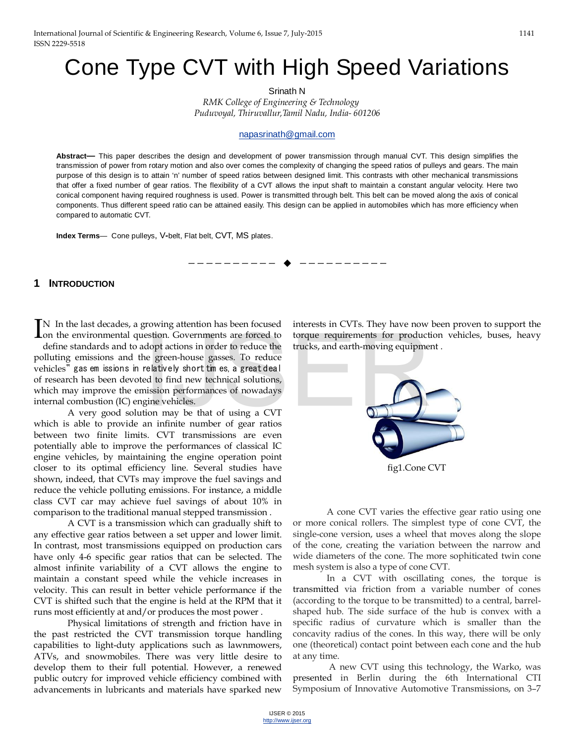# Cone Type CVT with High Speed Variations

Srinath N

*RMK College of Engineering & Technology*
*Puduvoyal, Thiruvallur,Tamil Nadu, India- 601206*

napasrinath@gmail.com

**Abstract—** This paper describes the design and development of power transmission through manual CVT. This design simplifies the transmission of power from rotary motion and also over comes the complexity of changing the speed ratios of pulleys and gears. The main purpose of this design is to attain 'n' number of speed ratios between designed limit. This contrasts with other mechanical transmissions that offer a fixed number of gear ratios. The flexibility of a CVT allows the input shaft to maintain a constant angular velocity. Here two conical component having required roughness is used. Power is transmitted through belt. This belt can be moved along the axis of conical components. Thus different speed ratio can be attained easily. This design can be applied in automobiles which has more efficiency when compared to automatic CVT.

**Index Terms**— Cone pulleys, V-belt, Flat belt, CVT, MS plates.

---

## 1 Introduction

IN In the last decades, a growing attention has been focused on the environmental question. Governments are forced to define standards and to adopt actions in order to reduce the polluting emissions and the green-house gasses. To reduce vehicles" gas emissions in relatively short times, a great deal of research has been devoted to find new technical solutions, which may improve the emission performances of nowadays internal combustion (IC) engine vehicles.

A very good solution may be that of using a CVT which is able to provide an infinite number of gear ratios between two finite limits. CVT transmissions are even potentially able to improve the performances of classical IC engine vehicles, by maintaining the engine operation point closer to its optimal efficiency line. Several studies have shown, indeed, that CVTs may improve the fuel savings and reduce the vehicle polluting emissions. For instance, a middle class CVT car may achieve fuel savings of about 10% in comparison to the traditional manual stepped transmission .

A CVT is a transmission which can gradually shift to any effective gear ratios between a set upper and lower limit. In contrast, most transmissions equipped on production cars have only 4-6 specific gear ratios that can be selected. The almost infinite variability of a CVT allows the engine to maintain a constant speed while the vehicle increases in velocity. This can result in better vehicle performance if the CVT is shifted such that the engine is held at the RPM that it runs most efficiently at and/or produces the most power .

Physical limitations of strength and friction have in the past restricted the CVT transmission torque handling capabilities to light-duty applications such as lawnmowers, ATVs, and snowmobiles. There was very little desire to develop them to their full potential. However, a renewed public outcry for improved vehicle efficiency combined with advancements in lubricants and materials have sparked new interests in CVTs. They have now been proven to support the torque requirements for production vehicles, buses, heavy trucks, and earth-moving equipment .

fig1.Cone CVT

A cone CVT varies the effective gear ratio using one or more conical rollers. The simplest type of cone CVT, the single-cone version, uses a wheel that moves along the slope of the cone, creating the variation between the narrow and wide diameters of the cone. The more sophisticated twin cone mesh system is also a type of cone CVT.

In a CVT with oscillating cones, the torque is transmitted via friction from a variable number of cones (according to the torque to be transmitted) to a central, barrel-shaped hub. The side surface of the hub is convex with a specific radius of curvature which is smaller than the concavity radius of the cones. In this way, there will be only one (theoretical) contact point between each cone and the hub at any time.

A new CVT using this technology, the Warko, was presented in Berlin during the 6th International CTI Symposium of Innovative Automotive Transmissions, on 3–7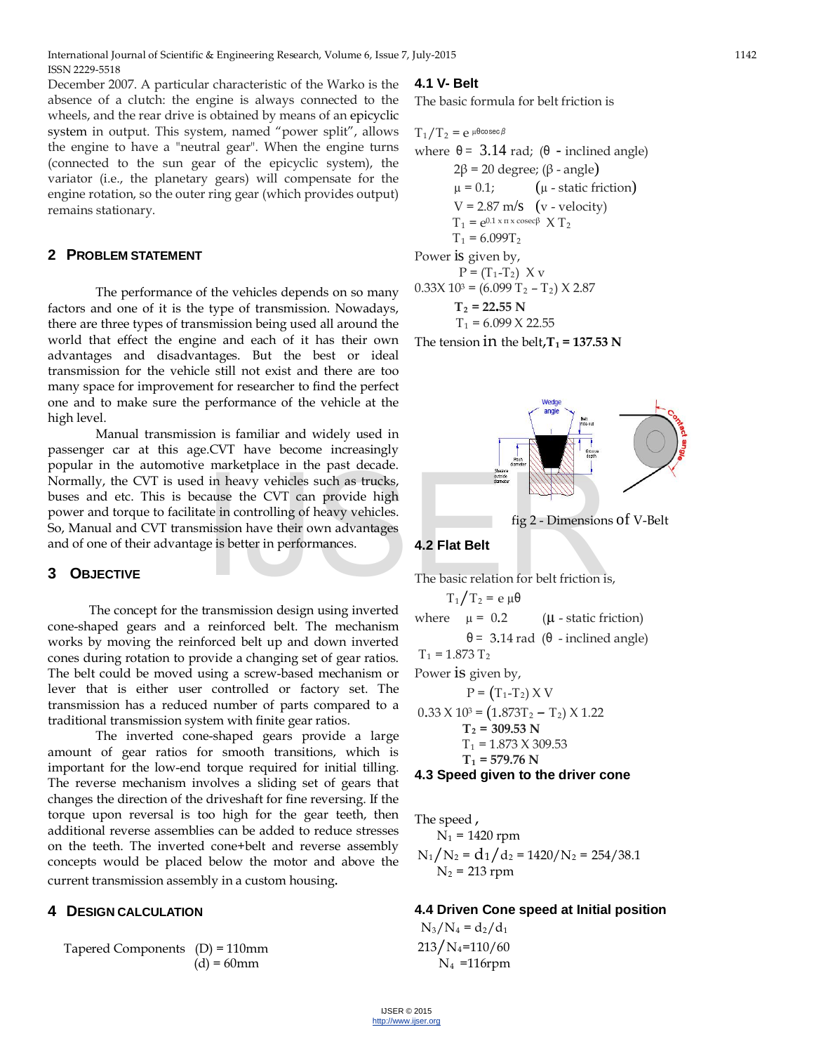December 2007. A particular characteristic of the Warko is the absence of a clutch: the engine is always connected to the wheels, and the rear drive is obtained by means of an epicyclic system in output. This system, named "power split", allows the engine to have a "neutral gear". When the engine turns (connected to the sun gear of the epicyclic system), the variator (i.e., the planetary gears) will compensate for the engine rotation, so the outer ring gear (which provides output) remains stationary.

## 2 Problem Statement

The performance of the vehicles depends on so many factors and one of it is the type of transmission. Nowadays, there are three types of transmission being used all around the world that effect the engine and each of it has their own advantages and disadvantages. But the best or ideal transmission for the vehicle still not exist and there are too many space for improvement for researcher to find the perfect one and to make sure the performance of the vehicle at the high level.

Manual transmission is familiar and widely used in passenger car at this age.CVT have become increasingly popular in the automotive marketplace in the past decade. Normally, the CVT is used in heavy vehicles such as trucks, buses and etc. This is because the CVT can provide high power and torque to facilitate in controlling of heavy vehicles. So, Manual and CVT transmission have their own advantages and of one of their advantage is better in performances.

## 3 Objective

The concept for the transmission design using inverted cone-shaped gears and a reinforced belt. The mechanism works by moving the reinforced belt up and down inverted cones during rotation to provide a changing set of gear ratios. The belt could be moved using a screw-based mechanism or lever that is either user controlled or factory set. The transmission has a reduced number of parts compared to a traditional transmission system with finite gear ratios.

The inverted cone-shaped gears provide a large amount of gear ratios for smooth transitions, which is important for the low-end torque required for initial tilling. The reverse mechanism involves a sliding set of gears that changes the direction of the driveshaft for fine reversing. If the torque upon reversal is too high for the gear teeth, then additional reverse assemblies can be added to reduce stresses on the teeth. The inverted cone+belt and reverse assembly concepts would be placed below the motor and above the current transmission assembly in a custom housing.

## 4 Design Calculation

Tapered Components (D) = 110mm

(d) = 60mm

### 4.1 V- Belt

The basic formula for belt friction is

$T_1/T_2 = e^{\mu\theta \operatorname{cosec}\beta}$

where $\theta = 3.14$ rad; ($\theta$ - inclined angle)

$2\beta = 20$ degree; ($\beta$ - angle)

$\mu = 0.1$; ($\mu$ - static friction)

$V = 2.87$ m/s (v - velocity)

$T_1 = e^{0.1 \times \pi \times \operatorname{cosec}\beta} \times T_2$

$T_1 = 6.099 T_2$

Power is given by,

$P = (T_1 - T_2) \times v$

$0.33 \times 10^3 = (6.099\, T_2 - T_2) \times 2.87$

$\mathbf{T_2 = 22.55\ N}$

$T_1 = 6.099 \times 22.55$

The tension in the belt, $\mathbf{T_1 = 137.53\ N}$

fig 2 - Dimensions of V-Belt

### 4.2 Flat Belt

The basic relation for belt friction is,

$T_1/T_2 = e^{\mu\theta}$

where $\mu = 0.2$ ($\mu$ - static friction)

$\theta = 3.14$ rad ($\theta$ - inclined angle)

$T_1 = 1.873\, T_2$

Power is given by,

$P = (T_1 - T_2) \times V$

$0.33 \times 10^3 = (1.873 T_2 - T_2) \times 1.22$

$\mathbf{T_2 = 309.53\ N}$

$T_1 = 1.873 \times 309.53$

$\mathbf{T_1 = 579.76\ N}$

### 4.3 Speed given to the driver cone

The speed ,

$N_1 = 1420$ rpm

$N_1/N_2 = d_1/d_2 = 1420/N_2 = 254/38.1$

$N_2 = 213$ rpm

### 4.4 Driven Cone speed at Initial position

$N_3/N_4 = d_2/d_1$

$213/N_4 = 110/60$

$N_4 = 116$rpm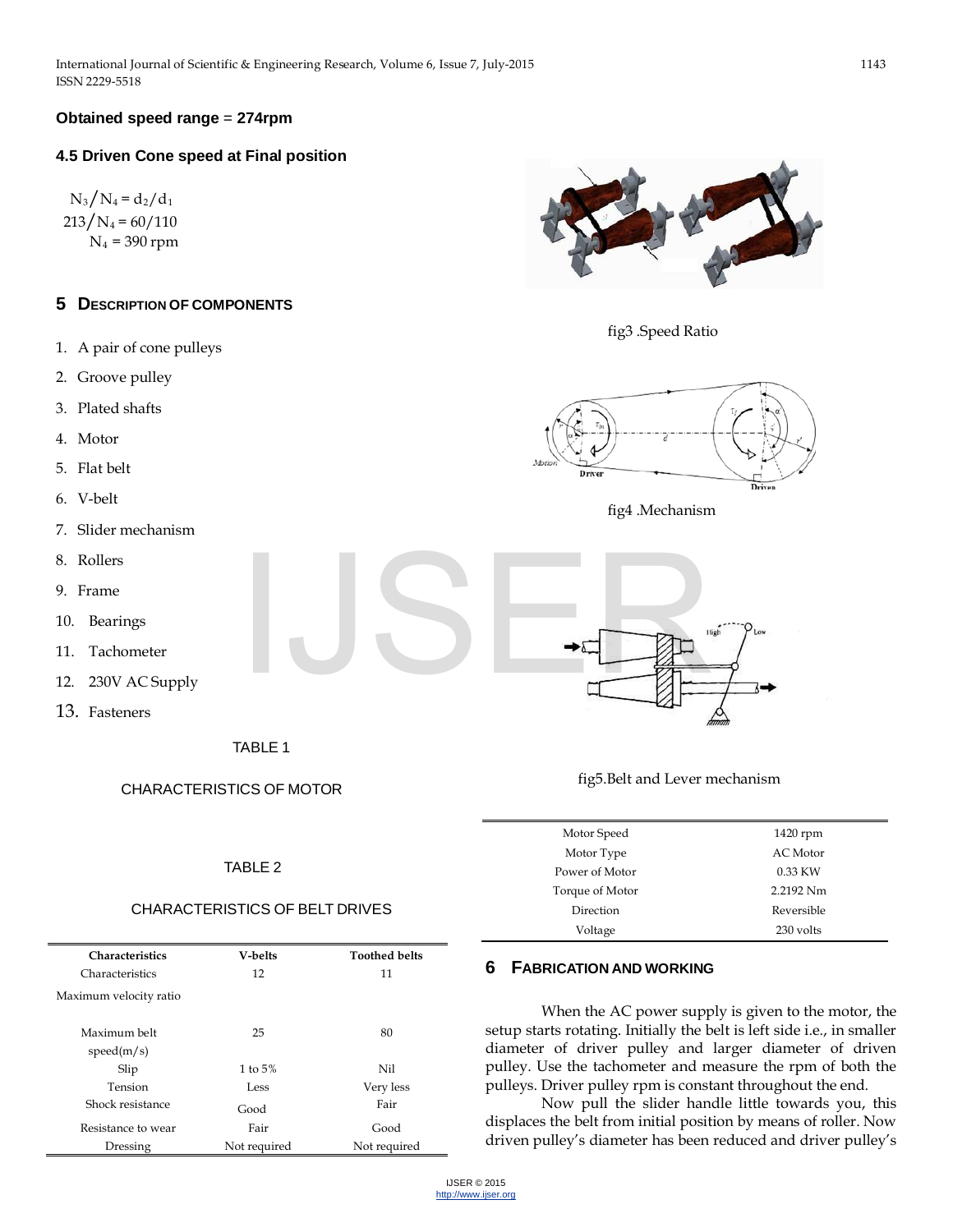**Obtained speed range** = **274rpm**

### 4.5 Driven Cone speed at Final position

$$N_3/N_4 = d_2/d_1$$

$$213/N_4 = 60/110$$

$$N_4 = 390 \text{ rpm}$$

## 5 Description of Components

1. A pair of cone pulleys
2. Groove pulley
3. Plated shafts
4. Motor
5. Flat belt
6. V-belt
7. Slider mechanism
8. Rollers
9. Frame
10. Bearings
11. Tachometer
12. 230V AC Supply
13. Fasteners

fig3 .Speed Ratio

fig4 .Mechanism

fig5.Belt and Lever mechanism

TABLE 1

CHARACTERISTICS OF MOTOR

| | |
|---|---|
| Motor Speed | 1420 rpm |
| Motor Type | AC Motor |
| Power of Motor | 0.33 KW |
| Torque of Motor | 2.2192 Nm |
| Direction | Reversible |
| Voltage | 230 volts |

TABLE 2

CHARACTERISTICS OF BELT DRIVES

| Characteristics | V-belts | Toothed belts |
|---|---|---|
| Characteristics Maximum velocity ratio | 12 | 11 |
| Maximum belt speed(m/s) | 25 | 80 |
| Slip | 1 to 5% | Nil |
| Tension | Less | Very less |
| Shock resistance | Good | Fair |
| Resistance to wear | Fair | Good |
| Dressing | Not required | Not required |

## 6 Fabrication and Working

When the AC power supply is given to the motor, the setup starts rotating. Initially the belt is left side i.e., in smaller diameter of driver pulley and larger diameter of driven pulley. Use the tachometer and measure the rpm of both the pulleys. Driver pulley rpm is constant throughout the end.

Now pull the slider handle little towards you, this displaces the belt from initial position by means of roller. Now driven pulley's diameter has been reduced and driver pulley's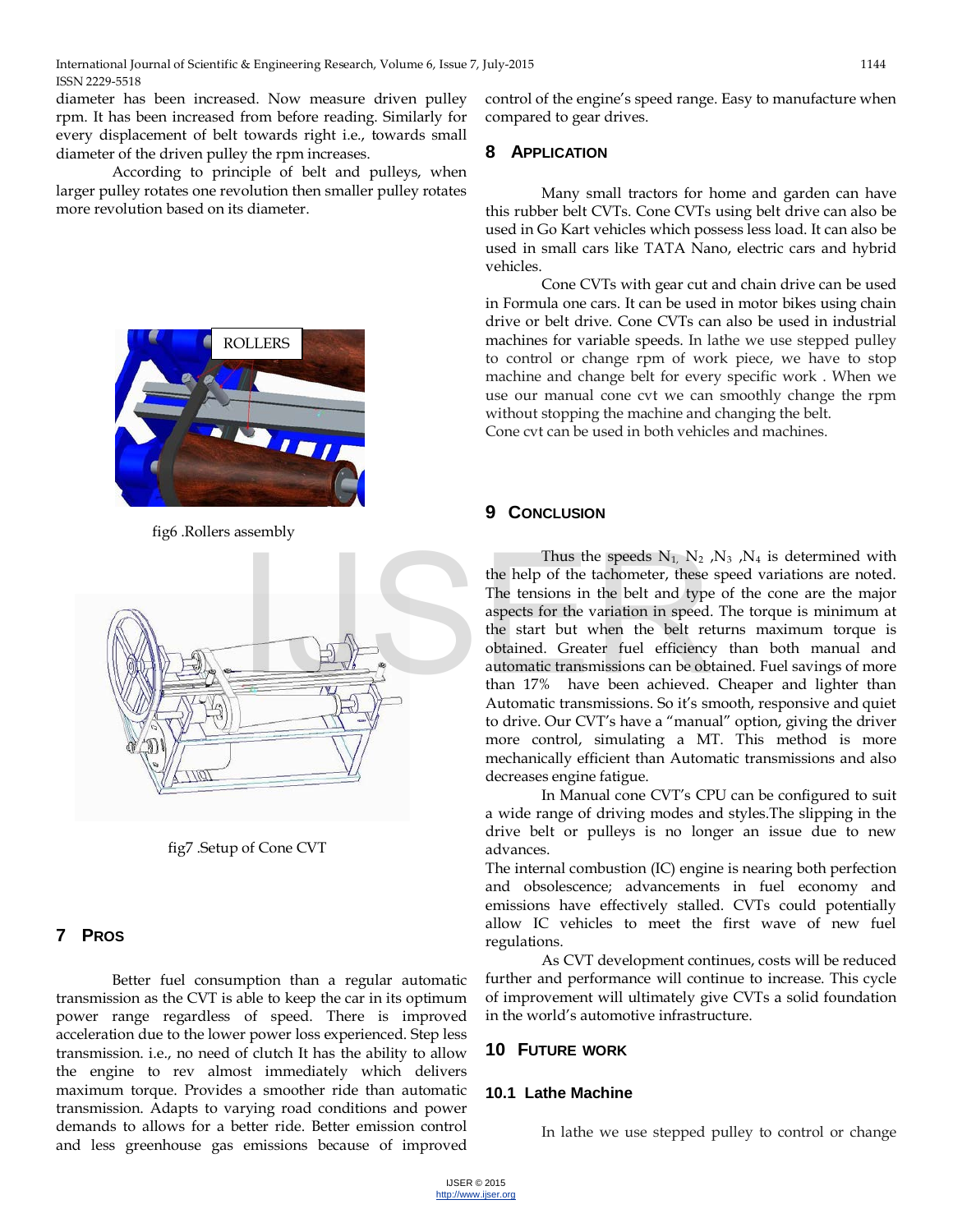diameter has been increased. Now measure driven pulley rpm. It has been increased from before reading. Similarly for every displacement of belt towards right i.e., towards small diameter of the driven pulley the rpm increases.

According to principle of belt and pulleys, when larger pulley rotates one revolution then smaller pulley rotates more revolution based on its diameter.

ROLLERS

fig6 .Rollers assembly

fig7 .Setup of Cone CVT

## 7 Pros

Better fuel consumption than a regular automatic transmission as the CVT is able to keep the car in its optimum power range regardless of speed. There is improved acceleration due to the lower power loss experienced. Step less transmission. i.e., no need of clutch It has the ability to allow the engine to rev almost immediately which delivers maximum torque. Provides a smoother ride than automatic transmission. Adapts to varying road conditions and power demands to allows for a better ride. Better emission control and less greenhouse gas emissions because of improved control of the engine's speed range. Easy to manufacture when compared to gear drives.

## 8 Application

Many small tractors for home and garden can have this rubber belt CVTs. Cone CVTs using belt drive can also be used in Go Kart vehicles which possess less load. It can also be used in small cars like TATA Nano, electric cars and hybrid vehicles.

Cone CVTs with gear cut and chain drive can be used in Formula one cars. It can be used in motor bikes using chain drive or belt drive. Cone CVTs can also be used in industrial machines for variable speeds. In lathe we use stepped pulley to control or change rpm of work piece, we have to stop machine and change belt for every specific work . When we use our manual cone cvt we can smoothly change the rpm without stopping the machine and changing the belt.

Cone cvt can be used in both vehicles and machines.

## 9 Conclusion

Thus the speeds $N_1$, $N_2$ ,$N_3$ ,$N_4$ is determined with the help of the tachometer, these speed variations are noted. The tensions in the belt and type of the cone are the major aspects for the variation in speed. The torque is minimum at the start but when the belt returns maximum torque is obtained. Greater fuel efficiency than both manual and automatic transmissions can be obtained. Fuel savings of more than 17% have been achieved. Cheaper and lighter than Automatic transmissions. So it's smooth, responsive and quiet to drive. Our CVT's have a "manual" option, giving the driver more control, simulating a MT. This method is more mechanically efficient than Automatic transmissions and also decreases engine fatigue.

In Manual cone CVT's CPU can be configured to suit a wide range of driving modes and styles.The slipping in the drive belt or pulleys is no longer an issue due to new advances.

The internal combustion (IC) engine is nearing both perfection and obsolescence; advancements in fuel economy and emissions have effectively stalled. CVTs could potentially allow IC vehicles to meet the first wave of new fuel regulations.

As CVT development continues, costs will be reduced further and performance will continue to increase. This cycle of improvement will ultimately give CVTs a solid foundation in the world's automotive infrastructure.

## 10 Future work

### 10.1 Lathe Machine

In lathe we use stepped pulley to control or change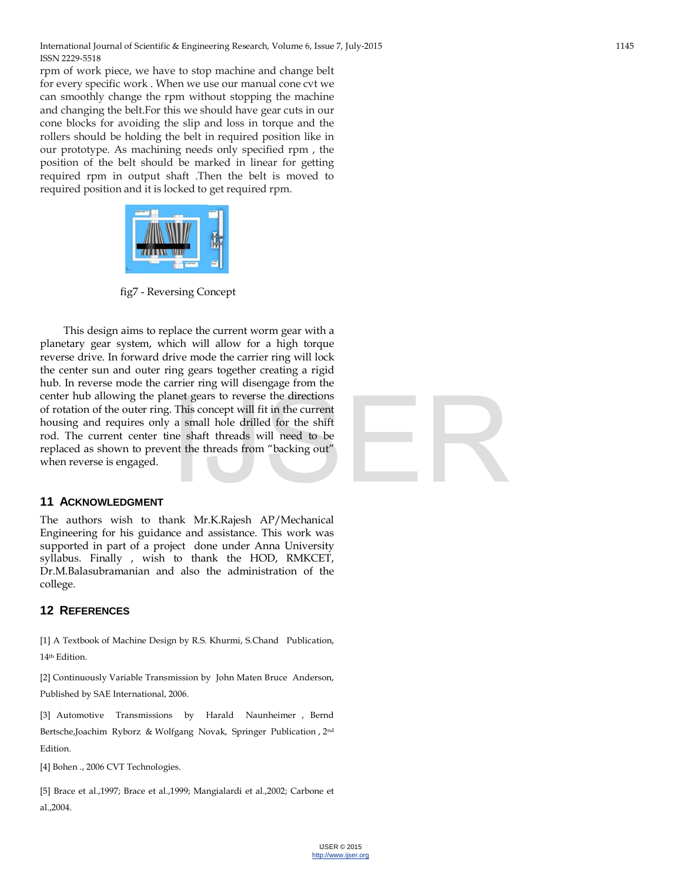rpm of work piece, we have to stop machine and change belt for every specific work . When we use our manual cone cvt we can smoothly change the rpm without stopping the machine and changing the belt.For this we should have gear cuts in our cone blocks for avoiding the slip and loss in torque and the rollers should be holding the belt in required position like in our prototype. As machining needs only specified rpm , the position of the belt should be marked in linear for getting required rpm in output shaft .Then the belt is moved to required position and it is locked to get required rpm.

fig7 - Reversing Concept

This design aims to replace the current worm gear with a planetary gear system, which will allow for a high torque reverse drive. In forward drive mode the carrier ring will lock the center sun and outer ring gears together creating a rigid hub. In reverse mode the carrier ring will disengage from the center hub allowing the planet gears to reverse the directions of rotation of the outer ring. This concept will fit in the current housing and requires only a small hole drilled for the shift rod. The current center tine shaft threads will need to be replaced as shown to prevent the threads from "backing out" when reverse is engaged.

## 11 ACKNOWLEDGMENT

The authors wish to thank Mr.K.Rajesh AP/Mechanical Engineering for his guidance and assistance. This work was supported in part of a project done under Anna University syllabus. Finally , wish to thank the HOD, RMKCET, Dr.M.Balasubramanian and also the administration of the college.

## 12 REFERENCES

[1] A Textbook of Machine Design by R.S. Khurmi, S.Chand Publication, 14th Edition.

[2] Continuously Variable Transmission by John Maten Bruce Anderson, Published by SAE International, 2006.

[3] Automotive Transmissions by Harald Naunheimer , Bernd Bertsche,Joachim Ryborz & Wolfgang Novak, Springer Publication , 2nd Edition.

[4] Bohen ., 2006 CVT Technologies.

[5] Brace et al.,1997; Brace et al.,1999; Mangialardi et al.,2002; Carbone et al.,2004.